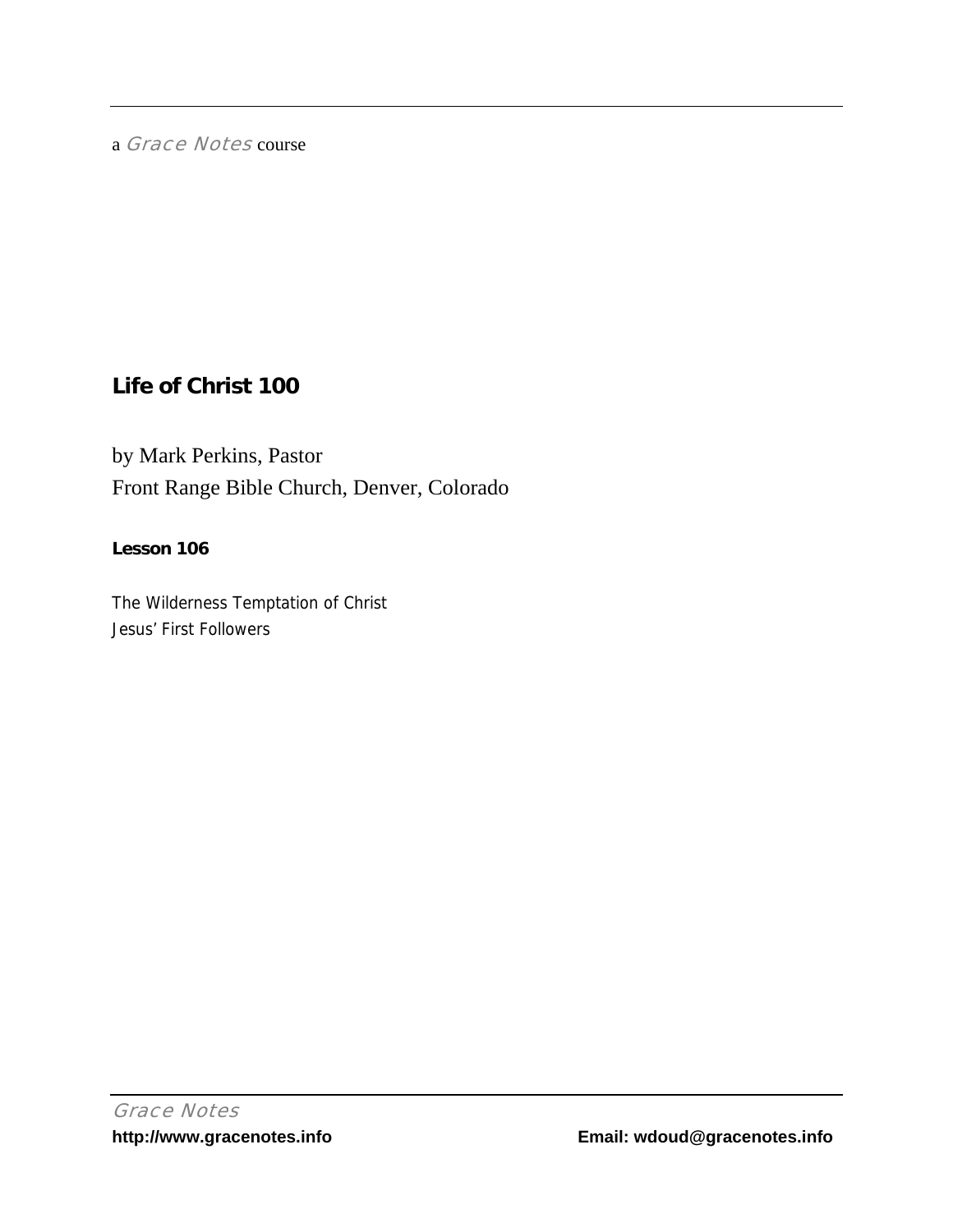a *Grace Notes* course

## Life of Christ 100

by Mark Perkins, Pastor

Front Range Bible Church, Denver, Colorado

**Lesson 106**

The Wilderness Temptation of Christ

Jesus' First Followers

*Grace Notes*

**http://www.gracenotes.info** **Email: wdoud@gracenotes.info**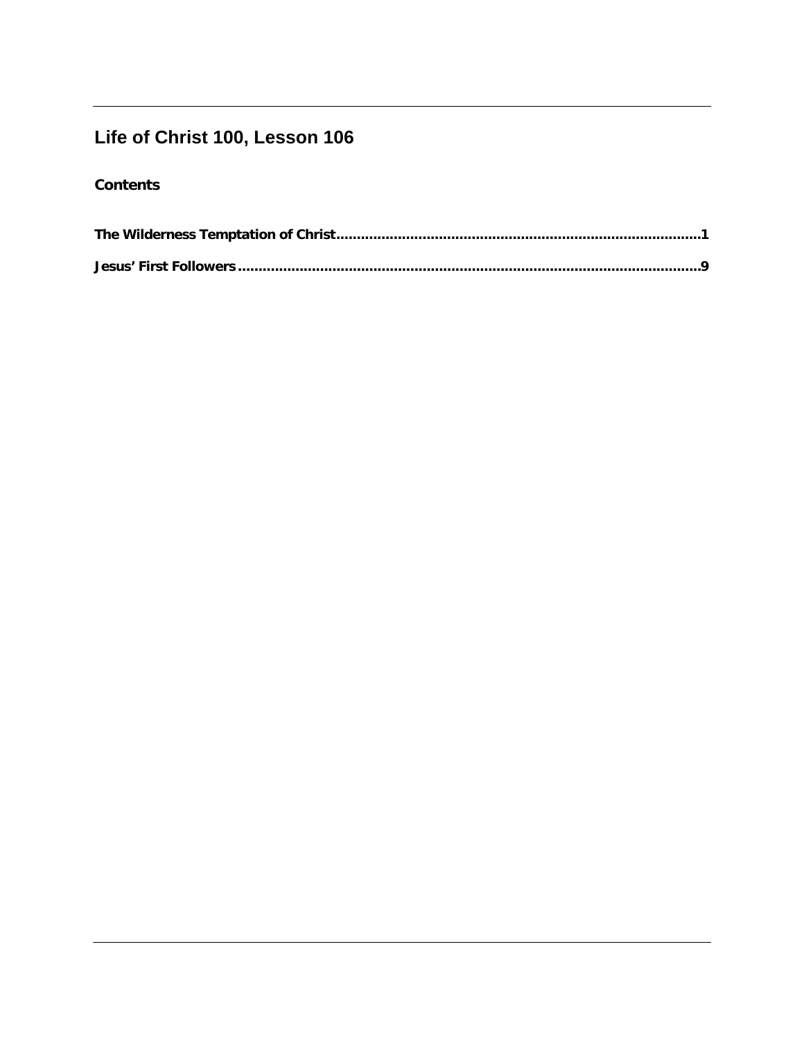## Life of Christ 100, Lesson 106

**Contents**

**The Wilderness Temptation of Christ........................................................................................1**

**Jesus' First Followers.................................................................................................................9**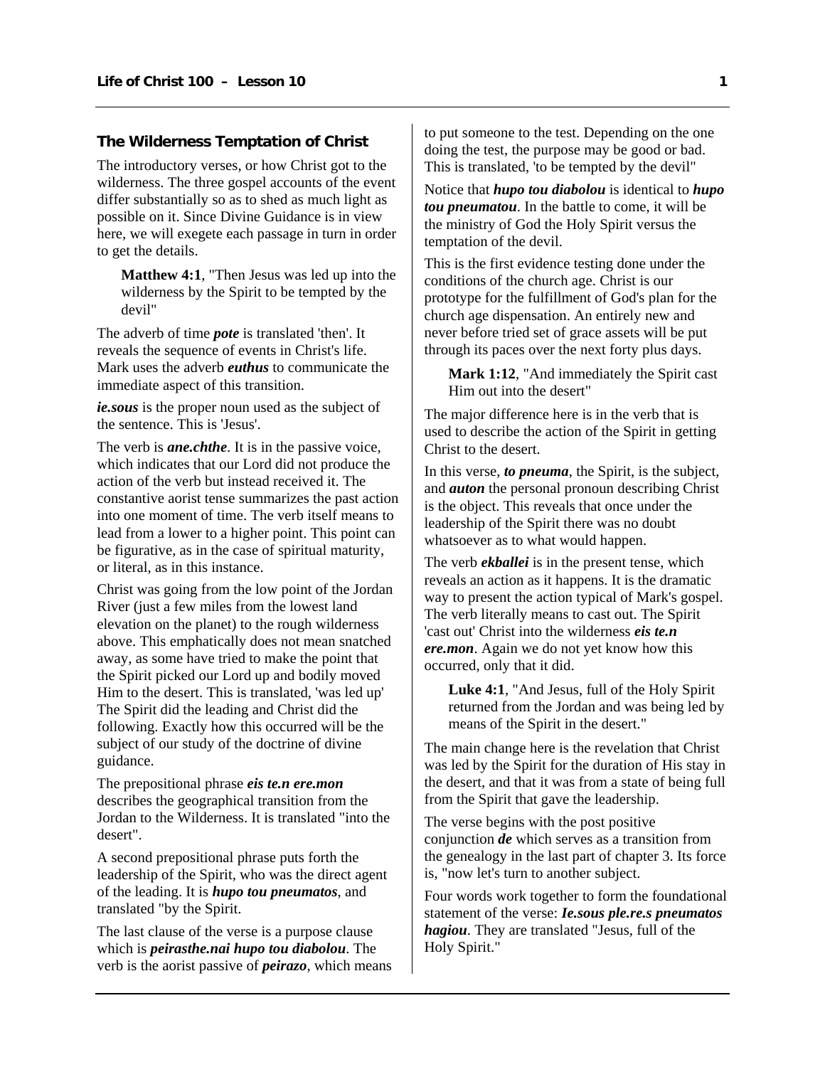### The Wilderness Temptation of Christ

The introductory verses, or how Christ got to the wilderness. The three gospel accounts of the event differ substantially so as to shed as much light as possible on it. Since Divine Guidance is in view here, we will exegete each passage in turn in order to get the details.

> **Matthew 4:1**, "Then Jesus was led up into the wilderness by the Spirit to be tempted by the devil"

The adverb of time ***pote*** is translated 'then'. It reveals the sequence of events in Christ's life. Mark uses the adverb ***euthus*** to communicate the immediate aspect of this transition.

***ie.sous*** is the proper noun used as the subject of the sentence. This is 'Jesus'.

The verb is ***ane.chthe***. It is in the passive voice, which indicates that our Lord did not produce the action of the verb but instead received it. The constantive aorist tense summarizes the past action into one moment of time. The verb itself means to lead from a lower to a higher point. This point can be figurative, as in the case of spiritual maturity, or literal, as in this instance.

Christ was going from the low point of the Jordan River (just a few miles from the lowest land elevation on the planet) to the rough wilderness above. This emphatically does not mean snatched away, as some have tried to make the point that the Spirit picked our Lord up and bodily moved Him to the desert. This is translated, 'was led up' The Spirit did the leading and Christ did the following. Exactly how this occurred will be the subject of our study of the doctrine of divine guidance.

The prepositional phrase ***eis te.n ere.mon*** describes the geographical transition from the Jordan to the Wilderness. It is translated "into the desert".

A second prepositional phrase puts forth the leadership of the Spirit, who was the direct agent of the leading. It is ***hupo tou pneumatos***, and translated "by the Spirit.

The last clause of the verse is a purpose clause which is ***peirasthe.nai hupo tou diabolou***. The verb is the aorist passive of ***peirazo***, which means to put someone to the test. Depending on the one doing the test, the purpose may be good or bad. This is translated, 'to be tempted by the devil"

Notice that ***hupo tou diabolou*** is identical to ***hupo tou pneumatou***. In the battle to come, it will be the ministry of God the Holy Spirit versus the temptation of the devil.

This is the first evidence testing done under the conditions of the church age. Christ is our prototype for the fulfillment of God's plan for the church age dispensation. An entirely new and never before tried set of grace assets will be put through its paces over the next forty plus days.

> **Mark 1:12**, "And immediately the Spirit cast Him out into the desert"

The major difference here is in the verb that is used to describe the action of the Spirit in getting Christ to the desert.

In this verse, ***to pneuma***, the Spirit, is the subject, and ***auton*** the personal pronoun describing Christ is the object. This reveals that once under the leadership of the Spirit there was no doubt whatsoever as to what would happen.

The verb ***ekballei*** is in the present tense, which reveals an action as it happens. It is the dramatic way to present the action typical of Mark's gospel. The verb literally means to cast out. The Spirit 'cast out' Christ into the wilderness ***eis te.n ere.mon***. Again we do not yet know how this occurred, only that it did.

> **Luke 4:1**, "And Jesus, full of the Holy Spirit returned from the Jordan and was being led by means of the Spirit in the desert."

The main change here is the revelation that Christ was led by the Spirit for the duration of His stay in the desert, and that it was from a state of being full from the Spirit that gave the leadership.

The verse begins with the post positive conjunction ***de*** which serves as a transition from the genealogy in the last part of chapter 3. Its force is, "now let's turn to another subject.

Four words work together to form the foundational statement of the verse: ***Ie.sous ple.re.s pneumatos hagiou***. They are translated "Jesus, full of the Holy Spirit."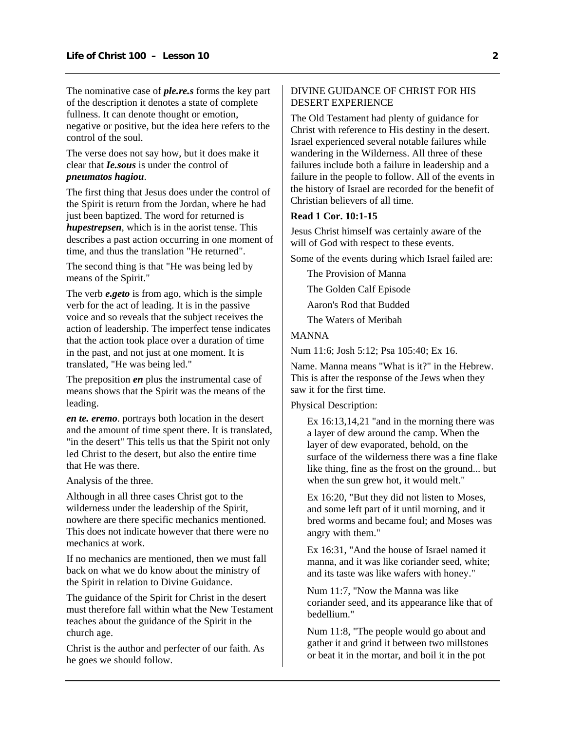The nominative case of ***ple.re.s*** forms the key part of the description it denotes a state of complete fullness. It can denote thought or emotion, negative or positive, but the idea here refers to the control of the soul.

The verse does not say how, but it does make it clear that ***Ie.sous*** is under the control of ***pneumatos hagiou***.

The first thing that Jesus does under the control of the Spirit is return from the Jordan, where he had just been baptized. The word for returned is ***hupestrepsen***, which is in the aorist tense. This describes a past action occurring in one moment of time, and thus the translation "He returned".

The second thing is that "He was being led by means of the Spirit."

The verb ***e.geto*** is from ago, which is the simple verb for the act of leading. It is in the passive voice and so reveals that the subject receives the action of leadership. The imperfect tense indicates that the action took place over a duration of time in the past, and not just at one moment. It is translated, "He was being led."

The preposition ***en*** plus the instrumental case of means shows that the Spirit was the means of the leading.

***en te. eremo***. portrays both location in the desert and the amount of time spent there. It is translated, "in the desert" This tells us that the Spirit not only led Christ to the desert, but also the entire time that He was there.

Analysis of the three.

Although in all three cases Christ got to the wilderness under the leadership of the Spirit, nowhere are there specific mechanics mentioned. This does not indicate however that there were no mechanics at work.

If no mechanics are mentioned, then we must fall back on what we do know about the ministry of the Spirit in relation to Divine Guidance.

The guidance of the Spirit for Christ in the desert must therefore fall within what the New Testament teaches about the guidance of the Spirit in the church age.

Christ is the author and perfecter of our faith. As he goes we should follow.

DIVINE GUIDANCE OF CHRIST FOR HIS DESERT EXPERIENCE

The Old Testament had plenty of guidance for Christ with reference to His destiny in the desert. Israel experienced several notable failures while wandering in the Wilderness. All three of these failures include both a failure in leadership and a failure in the people to follow. All of the events in the history of Israel are recorded for the benefit of Christian believers of all time.

**Read 1 Cor. 10:1-15**

Jesus Christ himself was certainly aware of the will of God with respect to these events.

Some of the events during which Israel failed are:

- The Provision of Manna
- The Golden Calf Episode
- Aaron's Rod that Budded
- The Waters of Meribah

MANNA

Num 11:6; Josh 5:12; Psa 105:40; Ex 16.

Name. Manna means "What is it?" in the Hebrew. This is after the response of the Jews when they saw it for the first time.

Physical Description:

> Ex 16:13,14,21 "and in the morning there was a layer of dew around the camp. When the layer of dew evaporated, behold, on the surface of the wilderness there was a fine flake like thing, fine as the frost on the ground... but when the sun grew hot, it would melt."

> Ex 16:20, "But they did not listen to Moses, and some left part of it until morning, and it bred worms and became foul; and Moses was angry with them."

> Ex 16:31, "And the house of Israel named it manna, and it was like coriander seed, white; and its taste was like wafers with honey."

> Num 11:7, "Now the Manna was like coriander seed, and its appearance like that of bedellium."

> Num 11:8, "The people would go about and gather it and grind it between two millstones or beat it in the mortar, and boil it in the pot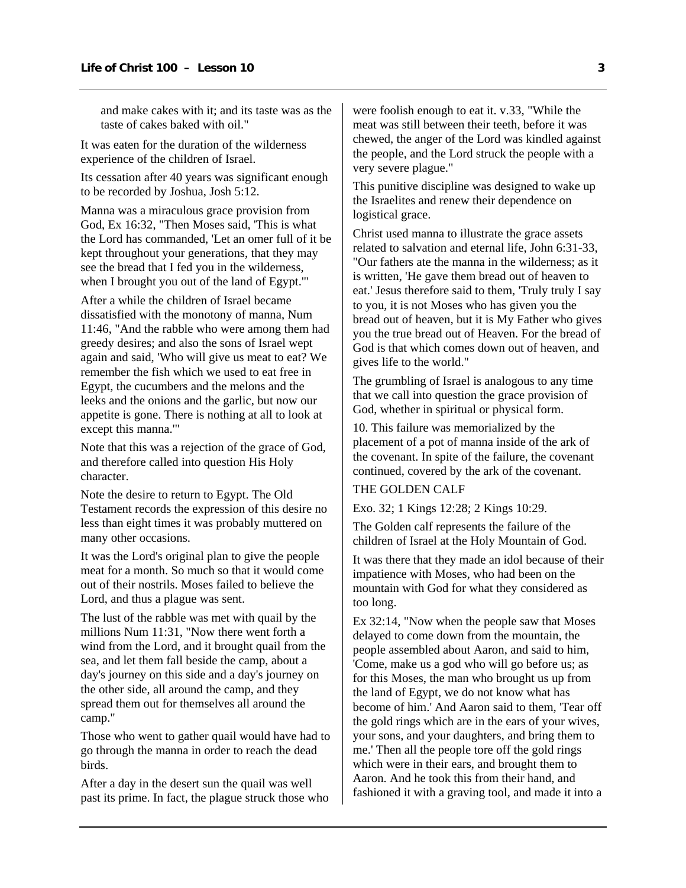and make cakes with it; and its taste was as the taste of cakes baked with oil."

It was eaten for the duration of the wilderness experience of the children of Israel.

Its cessation after 40 years was significant enough to be recorded by Joshua, Josh 5:12.

Manna was a miraculous grace provision from God, Ex 16:32, "Then Moses said, 'This is what the Lord has commanded, 'Let an omer full of it be kept throughout your generations, that they may see the bread that I fed you in the wilderness, when I brought you out of the land of Egypt.'"

After a while the children of Israel became dissatisfied with the monotony of manna, Num 11:46, "And the rabble who were among them had greedy desires; and also the sons of Israel wept again and said, 'Who will give us meat to eat? We remember the fish which we used to eat free in Egypt, the cucumbers and the melons and the leeks and the onions and the garlic, but now our appetite is gone. There is nothing at all to look at except this manna.'"

Note that this was a rejection of the grace of God, and therefore called into question His Holy character.

Note the desire to return to Egypt. The Old Testament records the expression of this desire no less than eight times it was probably muttered on many other occasions.

It was the Lord's original plan to give the people meat for a month. So much so that it would come out of their nostrils. Moses failed to believe the Lord, and thus a plague was sent.

The lust of the rabble was met with quail by the millions Num 11:31, "Now there went forth a wind from the Lord, and it brought quail from the sea, and let them fall beside the camp, about a day's journey on this side and a day's journey on the other side, all around the camp, and they spread them out for themselves all around the camp."

Those who went to gather quail would have had to go through the manna in order to reach the dead birds.

After a day in the desert sun the quail was well past its prime. In fact, the plague struck those who were foolish enough to eat it. v.33, "While the meat was still between their teeth, before it was chewed, the anger of the Lord was kindled against the people, and the Lord struck the people with a very severe plague."

This punitive discipline was designed to wake up the Israelites and renew their dependence on logistical grace.

Christ used manna to illustrate the grace assets related to salvation and eternal life, John 6:31-33, "Our fathers ate the manna in the wilderness; as it is written, 'He gave them bread out of heaven to eat.' Jesus therefore said to them, 'Truly truly I say to you, it is not Moses who has given you the bread out of heaven, but it is My Father who gives you the true bread out of Heaven. For the bread of God is that which comes down out of heaven, and gives life to the world."

The grumbling of Israel is analogous to any time that we call into question the grace provision of God, whether in spiritual or physical form.

10. This failure was memorialized by the placement of a pot of manna inside of the ark of the covenant. In spite of the failure, the covenant continued, covered by the ark of the covenant.

THE GOLDEN CALF

Exo. 32; 1 Kings 12:28; 2 Kings 10:29.

The Golden calf represents the failure of the children of Israel at the Holy Mountain of God.

It was there that they made an idol because of their impatience with Moses, who had been on the mountain with God for what they considered as too long.

Ex 32:14, "Now when the people saw that Moses delayed to come down from the mountain, the people assembled about Aaron, and said to him, 'Come, make us a god who will go before us; as for this Moses, the man who brought us up from the land of Egypt, we do not know what has become of him.' And Aaron said to them, 'Tear off the gold rings which are in the ears of your wives, your sons, and your daughters, and bring them to me.' Then all the people tore off the gold rings which were in their ears, and brought them to Aaron. And he took this from their hand, and fashioned it with a graving tool, and made it into a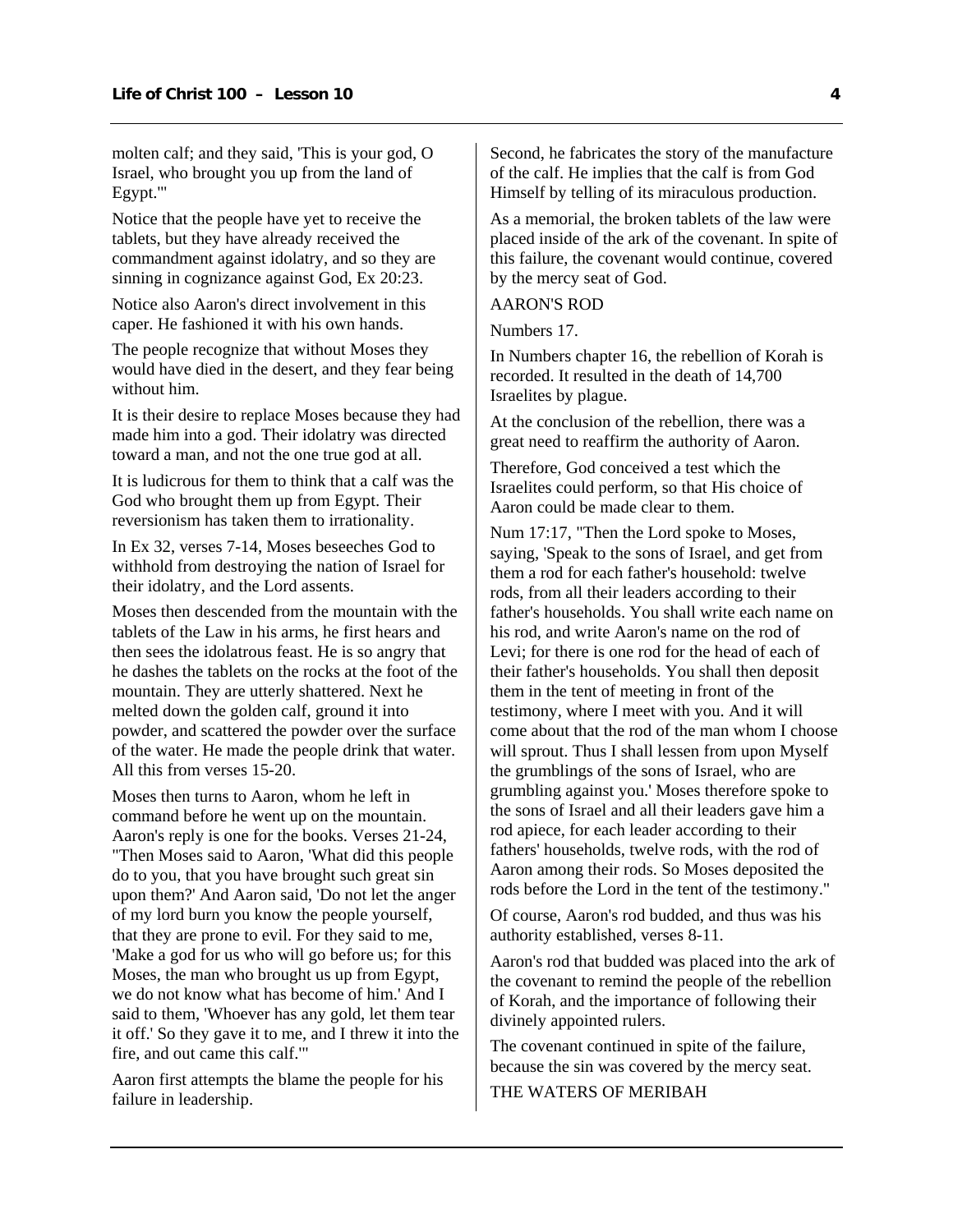molten calf; and they said, 'This is your god, O Israel, who brought you up from the land of Egypt.'"

Notice that the people have yet to receive the tablets, but they have already received the commandment against idolatry, and so they are sinning in cognizance against God, Ex 20:23.

Notice also Aaron's direct involvement in this caper. He fashioned it with his own hands.

The people recognize that without Moses they would have died in the desert, and they fear being without him.

It is their desire to replace Moses because they had made him into a god. Their idolatry was directed toward a man, and not the one true god at all.

It is ludicrous for them to think that a calf was the God who brought them up from Egypt. Their reversionism has taken them to irrationality.

In Ex 32, verses 7-14, Moses beseeches God to withhold from destroying the nation of Israel for their idolatry, and the Lord assents.

Moses then descended from the mountain with the tablets of the Law in his arms, he first hears and then sees the idolatrous feast. He is so angry that he dashes the tablets on the rocks at the foot of the mountain. They are utterly shattered. Next he melted down the golden calf, ground it into powder, and scattered the powder over the surface of the water. He made the people drink that water. All this from verses 15-20.

Moses then turns to Aaron, whom he left in command before he went up on the mountain. Aaron's reply is one for the books. Verses 21-24, "Then Moses said to Aaron, 'What did this people do to you, that you have brought such great sin upon them?' And Aaron said, 'Do not let the anger of my lord burn you know the people yourself, that they are prone to evil. For they said to me, 'Make a god for us who will go before us; for this Moses, the man who brought us up from Egypt, we do not know what has become of him.' And I said to them, 'Whoever has any gold, let them tear it off.' So they gave it to me, and I threw it into the fire, and out came this calf.'"

Aaron first attempts the blame the people for his failure in leadership.

Second, he fabricates the story of the manufacture of the calf. He implies that the calf is from God Himself by telling of its miraculous production.

As a memorial, the broken tablets of the law were placed inside of the ark of the covenant. In spite of this failure, the covenant would continue, covered by the mercy seat of God.

AARON'S ROD

Numbers 17.

In Numbers chapter 16, the rebellion of Korah is recorded. It resulted in the death of 14,700 Israelites by plague.

At the conclusion of the rebellion, there was a great need to reaffirm the authority of Aaron.

Therefore, God conceived a test which the Israelites could perform, so that His choice of Aaron could be made clear to them.

Num 17:17, "Then the Lord spoke to Moses, saying, 'Speak to the sons of Israel, and get from them a rod for each father's household: twelve rods, from all their leaders according to their father's households. You shall write each name on his rod, and write Aaron's name on the rod of Levi; for there is one rod for the head of each of their father's households. You shall then deposit them in the tent of meeting in front of the testimony, where I meet with you. And it will come about that the rod of the man whom I choose will sprout. Thus I shall lessen from upon Myself the grumblings of the sons of Israel, who are grumbling against you.' Moses therefore spoke to the sons of Israel and all their leaders gave him a rod apiece, for each leader according to their fathers' households, twelve rods, with the rod of Aaron among their rods. So Moses deposited the rods before the Lord in the tent of the testimony."

Of course, Aaron's rod budded, and thus was his authority established, verses 8-11.

Aaron's rod that budded was placed into the ark of the covenant to remind the people of the rebellion of Korah, and the importance of following their divinely appointed rulers.

The covenant continued in spite of the failure, because the sin was covered by the mercy seat.

THE WATERS OF MERIBAH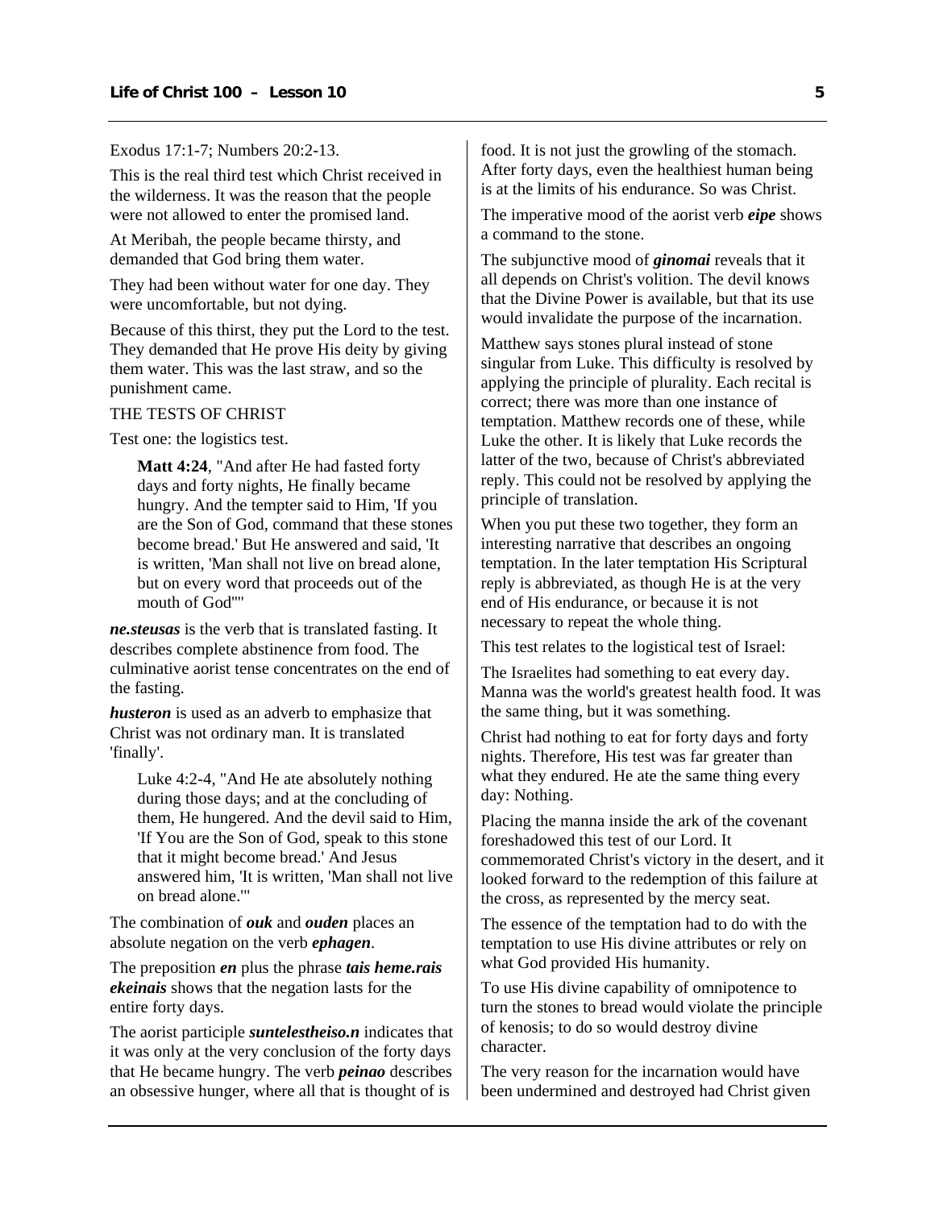Exodus 17:1-7; Numbers 20:2-13.

This is the real third test which Christ received in the wilderness. It was the reason that the people were not allowed to enter the promised land.

At Meribah, the people became thirsty, and demanded that God bring them water.

They had been without water for one day. They were uncomfortable, but not dying.

Because of this thirst, they put the Lord to the test. They demanded that He prove His deity by giving them water. This was the last straw, and so the punishment came.

THE TESTS OF CHRIST

Test one: the logistics test.

> **Matt 4:24**, "And after He had fasted forty days and forty nights, He finally became hungry. And the tempter said to Him, 'If you are the Son of God, command that these stones become bread.' But He answered and said, 'It is written, 'Man shall not live on bread alone, but on every word that proceeds out of the mouth of God''"

***ne.steusas*** is the verb that is translated fasting. It describes complete abstinence from food. The culminative aorist tense concentrates on the end of the fasting.

***husteron*** is used as an adverb to emphasize that Christ was not ordinary man. It is translated 'finally'.

> Luke 4:2-4, "And He ate absolutely nothing during those days; and at the concluding of them, He hungered. And the devil said to Him, 'If You are the Son of God, speak to this stone that it might become bread.' And Jesus answered him, 'It is written, 'Man shall not live on bread alone.''"

The combination of ***ouk*** and ***ouden*** places an absolute negation on the verb ***ephagen***.

The preposition ***en*** plus the phrase ***tais heme.rais ekeinais*** shows that the negation lasts for the entire forty days.

The aorist participle ***suntelestheiso.n*** indicates that it was only at the very conclusion of the forty days that He became hungry. The verb ***peinao*** describes an obsessive hunger, where all that is thought of is food. It is not just the growling of the stomach. After forty days, even the healthiest human being is at the limits of his endurance. So was Christ.

The imperative mood of the aorist verb ***eipe*** shows a command to the stone.

The subjunctive mood of ***ginomai*** reveals that it all depends on Christ's volition. The devil knows that the Divine Power is available, but that its use would invalidate the purpose of the incarnation.

Matthew says stones plural instead of stone singular from Luke. This difficulty is resolved by applying the principle of plurality. Each recital is correct; there was more than one instance of temptation. Matthew records one of these, while Luke the other. It is likely that Luke records the latter of the two, because of Christ's abbreviated reply. This could not be resolved by applying the principle of translation.

When you put these two together, they form an interesting narrative that describes an ongoing temptation. In the later temptation His Scriptural reply is abbreviated, as though He is at the very end of His endurance, or because it is not necessary to repeat the whole thing.

This test relates to the logistical test of Israel:

The Israelites had something to eat every day. Manna was the world's greatest health food. It was the same thing, but it was something.

Christ had nothing to eat for forty days and forty nights. Therefore, His test was far greater than what they endured. He ate the same thing every day: Nothing.

Placing the manna inside the ark of the covenant foreshadowed this test of our Lord. It commemorated Christ's victory in the desert, and it looked forward to the redemption of this failure at the cross, as represented by the mercy seat.

The essence of the temptation had to do with the temptation to use His divine attributes or rely on what God provided His humanity.

To use His divine capability of omnipotence to turn the stones to bread would violate the principle of kenosis; to do so would destroy divine character.

The very reason for the incarnation would have been undermined and destroyed had Christ given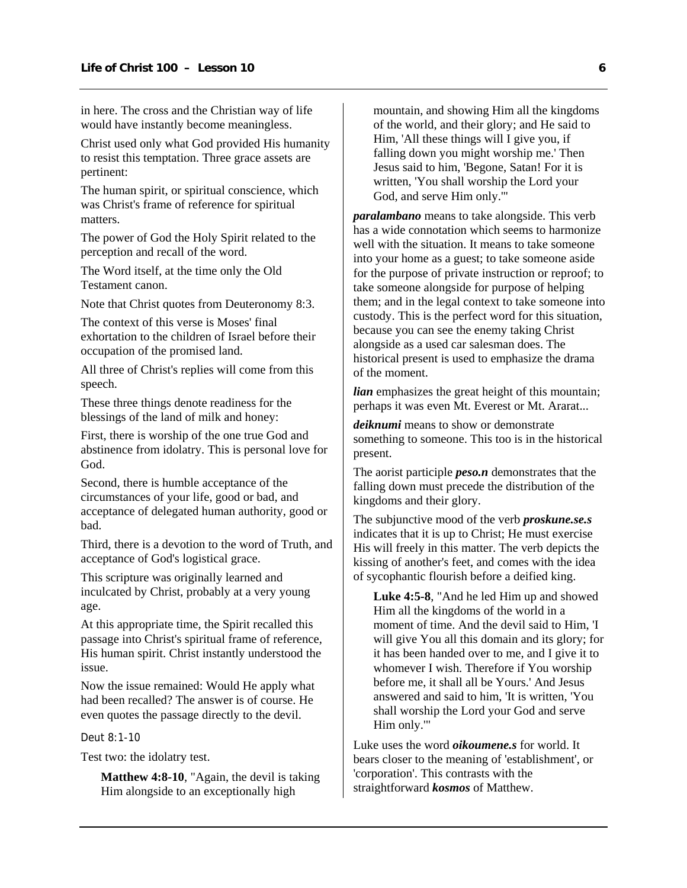in here. The cross and the Christian way of life would have instantly become meaningless.

Christ used only what God provided His humanity to resist this temptation. Three grace assets are pertinent:

The human spirit, or spiritual conscience, which was Christ's frame of reference for spiritual matters.

The power of God the Holy Spirit related to the perception and recall of the word.

The Word itself, at the time only the Old Testament canon.

Note that Christ quotes from Deuteronomy 8:3.

The context of this verse is Moses' final exhortation to the children of Israel before their occupation of the promised land.

All three of Christ's replies will come from this speech.

These three things denote readiness for the blessings of the land of milk and honey:

First, there is worship of the one true God and abstinence from idolatry. This is personal love for God.

Second, there is humble acceptance of the circumstances of your life, good or bad, and acceptance of delegated human authority, good or bad.

Third, there is a devotion to the word of Truth, and acceptance of God's logistical grace.

This scripture was originally learned and inculcated by Christ, probably at a very young age.

At this appropriate time, the Spirit recalled this passage into Christ's spiritual frame of reference, His human spirit. Christ instantly understood the issue.

Now the issue remained: Would He apply what had been recalled? The answer is of course. He even quotes the passage directly to the devil.

Deut 8:1-10

Test two: the idolatry test.

> **Matthew 4:8-10**, "Again, the devil is taking Him alongside to an exceptionally high mountain, and showing Him all the kingdoms of the world, and their glory; and He said to Him, 'All these things will I give you, if falling down you might worship me.' Then Jesus said to him, 'Begone, Satan! For it is written, 'You shall worship the Lord your God, and serve Him only.'"

***paralambano*** means to take alongside. This verb has a wide connotation which seems to harmonize well with the situation. It means to take someone into your home as a guest; to take someone aside for the purpose of private instruction or reproof; to take someone alongside for purpose of helping them; and in the legal context to take someone into custody. This is the perfect word for this situation, because you can see the enemy taking Christ alongside as a used car salesman does. The historical present is used to emphasize the drama of the moment.

***lian*** emphasizes the great height of this mountain; perhaps it was even Mt. Everest or Mt. Ararat...

***deiknumi*** means to show or demonstrate something to someone. This too is in the historical present.

The aorist participle ***peso.n*** demonstrates that the falling down must precede the distribution of the kingdoms and their glory.

The subjunctive mood of the verb ***proskune.se.s*** indicates that it is up to Christ; He must exercise His will freely in this matter. The verb depicts the kissing of another's feet, and comes with the idea of sycophantic flourish before a deified king.

> **Luke 4:5-8**, "And he led Him up and showed Him all the kingdoms of the world in a moment of time. And the devil said to Him, 'I will give You all this domain and its glory; for it has been handed over to me, and I give it to whomever I wish. Therefore if You worship before me, it shall all be Yours.' And Jesus answered and said to him, 'It is written, 'You shall worship the Lord your God and serve Him only.'"

Luke uses the word ***oikoumene.s*** for world. It bears closer to the meaning of 'establishment', or 'corporation'. This contrasts with the straightforward ***kosmos*** of Matthew.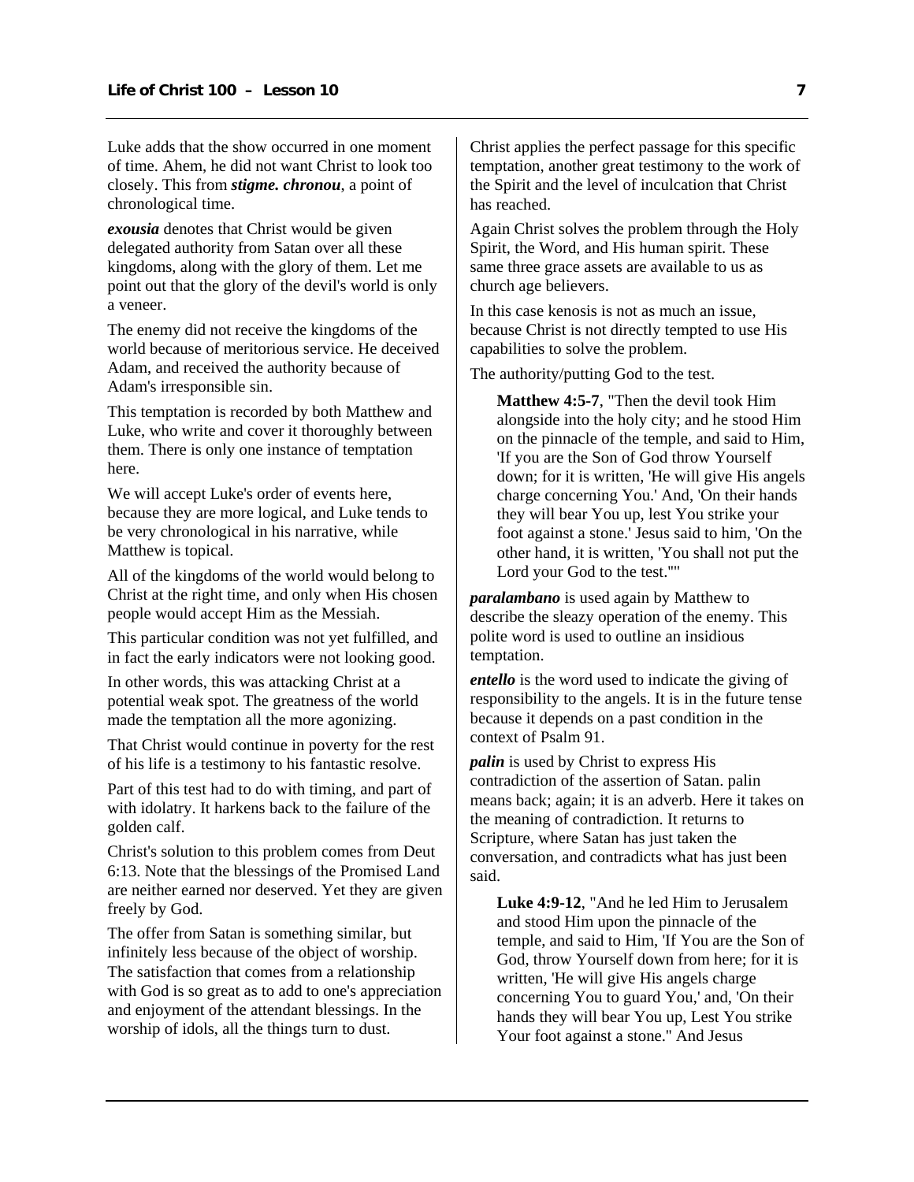Luke adds that the show occurred in one moment of time. Ahem, he did not want Christ to look too closely. This from ***stigme. chronou***, a point of chronological time.

***exousia*** denotes that Christ would be given delegated authority from Satan over all these kingdoms, along with the glory of them. Let me point out that the glory of the devil's world is only a veneer.

The enemy did not receive the kingdoms of the world because of meritorious service. He deceived Adam, and received the authority because of Adam's irresponsible sin.

This temptation is recorded by both Matthew and Luke, who write and cover it thoroughly between them. There is only one instance of temptation here.

We will accept Luke's order of events here, because they are more logical, and Luke tends to be very chronological in his narrative, while Matthew is topical.

All of the kingdoms of the world would belong to Christ at the right time, and only when His chosen people would accept Him as the Messiah.

This particular condition was not yet fulfilled, and in fact the early indicators were not looking good.

In other words, this was attacking Christ at a potential weak spot. The greatness of the world made the temptation all the more agonizing.

That Christ would continue in poverty for the rest of his life is a testimony to his fantastic resolve.

Part of this test had to do with timing, and part of with idolatry. It harkens back to the failure of the golden calf.

Christ's solution to this problem comes from Deut 6:13. Note that the blessings of the Promised Land are neither earned nor deserved. Yet they are given freely by God.

The offer from Satan is something similar, but infinitely less because of the object of worship. The satisfaction that comes from a relationship with God is so great as to add to one's appreciation and enjoyment of the attendant blessings. In the worship of idols, all the things turn to dust.

Christ applies the perfect passage for this specific temptation, another great testimony to the work of the Spirit and the level of inculcation that Christ has reached.

Again Christ solves the problem through the Holy Spirit, the Word, and His human spirit. These same three grace assets are available to us as church age believers.

In this case kenosis is not as much an issue, because Christ is not directly tempted to use His capabilities to solve the problem.

The authority/putting God to the test.

> **Matthew 4:5-7**, "Then the devil took Him alongside into the holy city; and he stood Him on the pinnacle of the temple, and said to Him, 'If you are the Son of God throw Yourself down; for it is written, 'He will give His angels charge concerning You.' And, 'On their hands they will bear You up, lest You strike your foot against a stone.' Jesus said to him, 'On the other hand, it is written, 'You shall not put the Lord your God to the test.''"

***paralambano*** is used again by Matthew to describe the sleazy operation of the enemy. This polite word is used to outline an insidious temptation.

***entello*** is the word used to indicate the giving of responsibility to the angels. It is in the future tense because it depends on a past condition in the context of Psalm 91.

***palin*** is used by Christ to express His contradiction of the assertion of Satan. palin means back; again; it is an adverb. Here it takes on the meaning of contradiction. It returns to Scripture, where Satan has just taken the conversation, and contradicts what has just been said.

> **Luke 4:9-12**, "And he led Him to Jerusalem and stood Him upon the pinnacle of the temple, and said to Him, 'If You are the Son of God, throw Yourself down from here; for it is written, 'He will give His angels charge concerning You to guard You,' and, 'On their hands they will bear You up, Lest You strike Your foot against a stone." And Jesus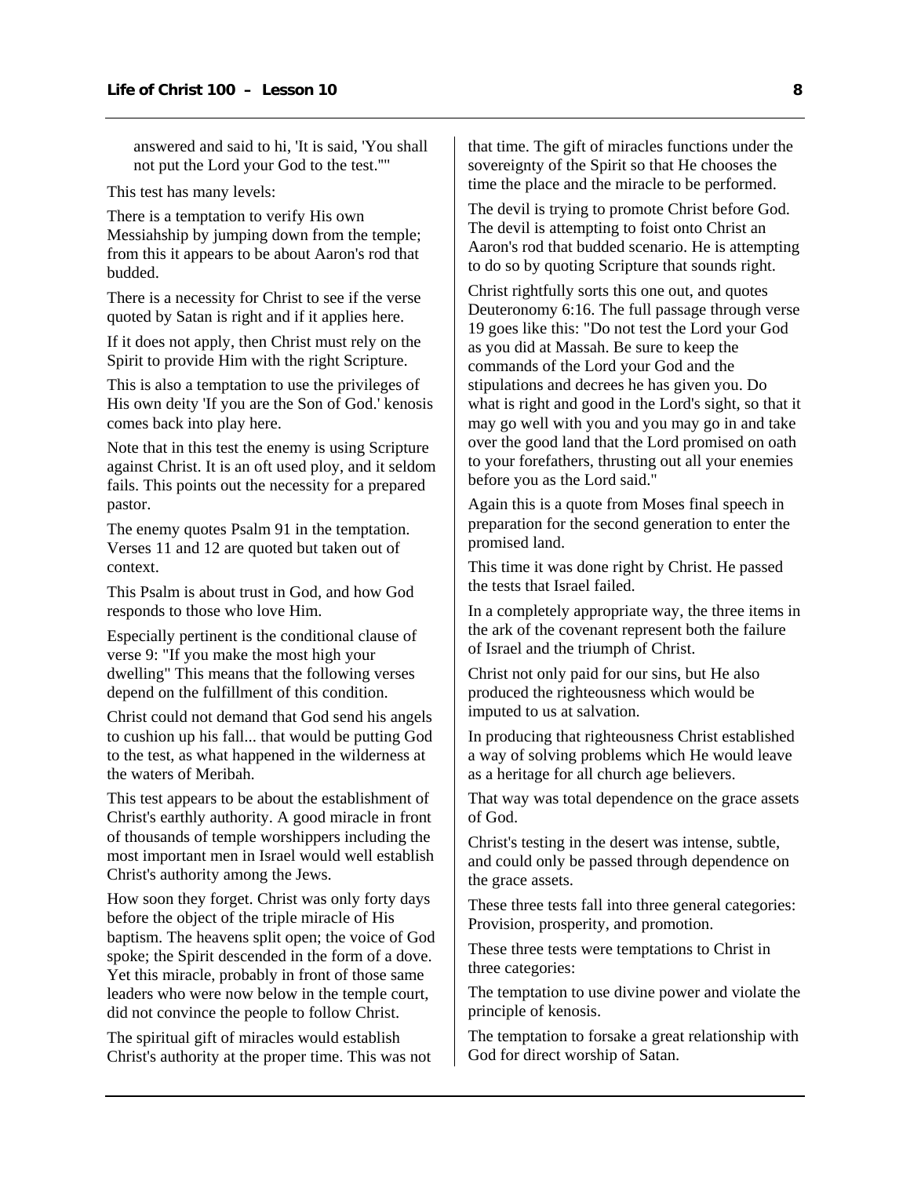> answered and said to hi, 'It is said, 'You shall not put the Lord your God to the test.''"

This test has many levels:

There is a temptation to verify His own Messiahship by jumping down from the temple; from this it appears to be about Aaron's rod that budded.

There is a necessity for Christ to see if the verse quoted by Satan is right and if it applies here.

If it does not apply, then Christ must rely on the Spirit to provide Him with the right Scripture.

This is also a temptation to use the privileges of His own deity 'If you are the Son of God.' kenosis comes back into play here.

Note that in this test the enemy is using Scripture against Christ. It is an oft used ploy, and it seldom fails. This points out the necessity for a prepared pastor.

The enemy quotes Psalm 91 in the temptation. Verses 11 and 12 are quoted but taken out of context.

This Psalm is about trust in God, and how God responds to those who love Him.

Especially pertinent is the conditional clause of verse 9: "If you make the most high your dwelling" This means that the following verses depend on the fulfillment of this condition.

Christ could not demand that God send his angels to cushion up his fall... that would be putting God to the test, as what happened in the wilderness at the waters of Meribah.

This test appears to be about the establishment of Christ's earthly authority. A good miracle in front of thousands of temple worshippers including the most important men in Israel would well establish Christ's authority among the Jews.

How soon they forget. Christ was only forty days before the object of the triple miracle of His baptism. The heavens split open; the voice of God spoke; the Spirit descended in the form of a dove. Yet this miracle, probably in front of those same leaders who were now below in the temple court, did not convince the people to follow Christ.

The spiritual gift of miracles would establish Christ's authority at the proper time. This was not that time. The gift of miracles functions under the sovereignty of the Spirit so that He chooses the time the place and the miracle to be performed.

The devil is trying to promote Christ before God. The devil is attempting to foist onto Christ an Aaron's rod that budded scenario. He is attempting to do so by quoting Scripture that sounds right.

Christ rightfully sorts this one out, and quotes Deuteronomy 6:16. The full passage through verse 19 goes like this: "Do not test the Lord your God as you did at Massah. Be sure to keep the commands of the Lord your God and the stipulations and decrees he has given you. Do what is right and good in the Lord's sight, so that it may go well with you and you may go in and take over the good land that the Lord promised on oath to your forefathers, thrusting out all your enemies before you as the Lord said."

Again this is a quote from Moses final speech in preparation for the second generation to enter the promised land.

This time it was done right by Christ. He passed the tests that Israel failed.

In a completely appropriate way, the three items in the ark of the covenant represent both the failure of Israel and the triumph of Christ.

Christ not only paid for our sins, but He also produced the righteousness which would be imputed to us at salvation.

In producing that righteousness Christ established a way of solving problems which He would leave as a heritage for all church age believers.

That way was total dependence on the grace assets of God.

Christ's testing in the desert was intense, subtle, and could only be passed through dependence on the grace assets.

These three tests fall into three general categories: Provision, prosperity, and promotion.

These three tests were temptations to Christ in three categories:

The temptation to use divine power and violate the principle of kenosis.

The temptation to forsake a great relationship with God for direct worship of Satan.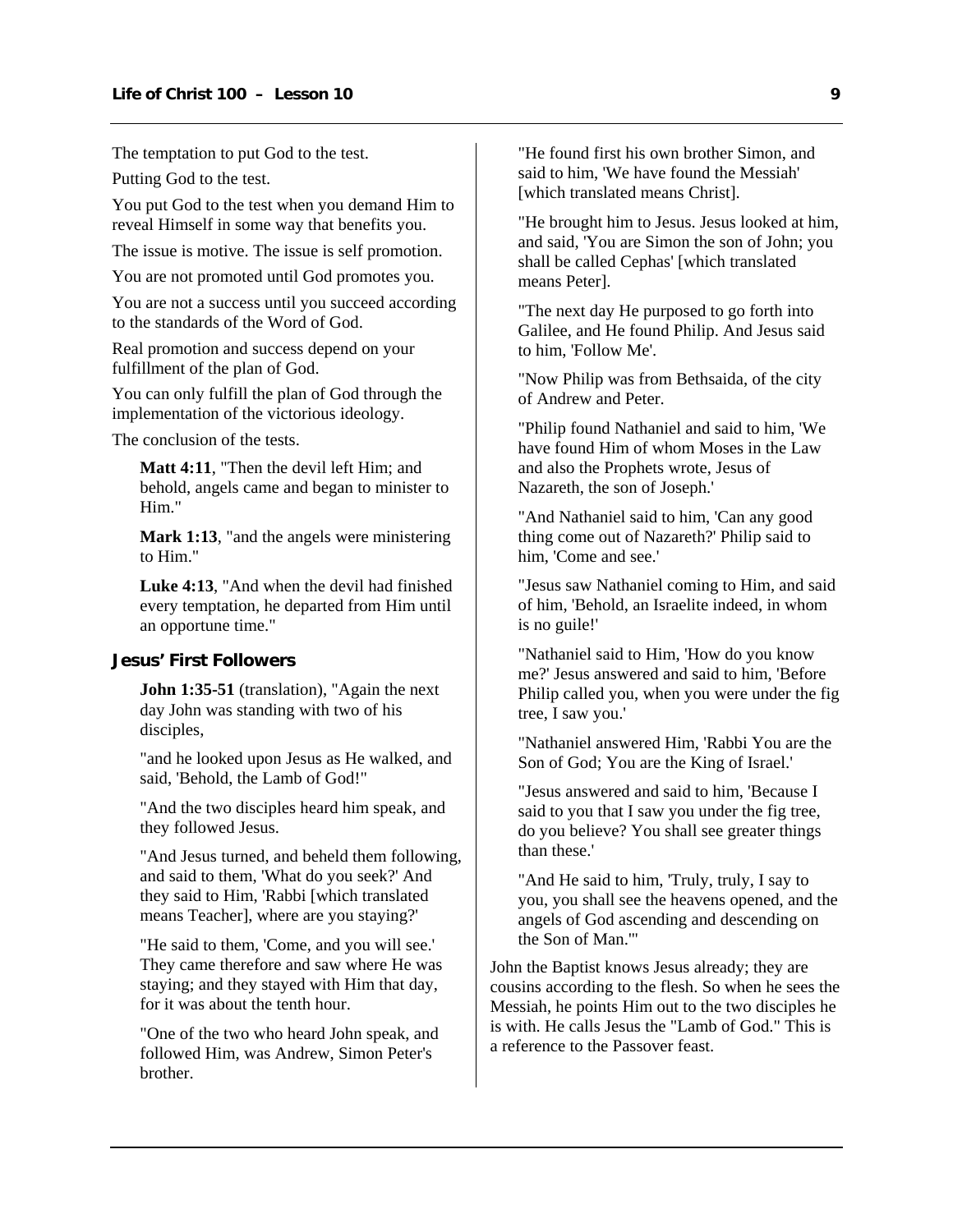The temptation to put God to the test.

Putting God to the test.

You put God to the test when you demand Him to reveal Himself in some way that benefits you.

The issue is motive. The issue is self promotion.

You are not promoted until God promotes you.

You are not a success until you succeed according to the standards of the Word of God.

Real promotion and success depend on your fulfillment of the plan of God.

You can only fulfill the plan of God through the implementation of the victorious ideology.

The conclusion of the tests.

> **Matt 4:11**, "Then the devil left Him; and behold, angels came and began to minister to Him."
>
> **Mark 1:13**, "and the angels were ministering to Him."
>
> **Luke 4:13**, "And when the devil had finished every temptation, he departed from Him until an opportune time."

### Jesus' First Followers

> **John 1:35-51** (translation), "Again the next day John was standing with two of his disciples,
>
> "and he looked upon Jesus as He walked, and said, 'Behold, the Lamb of God!"
>
> "And the two disciples heard him speak, and they followed Jesus.
>
> "And Jesus turned, and beheld them following, and said to them, 'What do you seek?' And they said to Him, 'Rabbi [which translated means Teacher], where are you staying?'
>
> "He said to them, 'Come, and you will see.' They came therefore and saw where He was staying; and they stayed with Him that day, for it was about the tenth hour.
>
> "One of the two who heard John speak, and followed Him, was Andrew, Simon Peter's brother.
>
> "He found first his own brother Simon, and said to him, 'We have found the Messiah' [which translated means Christ].
>
> "He brought him to Jesus. Jesus looked at him, and said, 'You are Simon the son of John; you shall be called Cephas' [which translated means Peter].
>
> "The next day He purposed to go forth into Galilee, and He found Philip. And Jesus said to him, 'Follow Me'.
>
> "Now Philip was from Bethsaida, of the city of Andrew and Peter.
>
> "Philip found Nathaniel and said to him, 'We have found Him of whom Moses in the Law and also the Prophets wrote, Jesus of Nazareth, the son of Joseph.'
>
> "And Nathaniel said to him, 'Can any good thing come out of Nazareth?' Philip said to him, 'Come and see.'
>
> "Jesus saw Nathaniel coming to Him, and said of him, 'Behold, an Israelite indeed, in whom is no guile!'
>
> "Nathaniel said to Him, 'How do you know me?' Jesus answered and said to him, 'Before Philip called you, when you were under the fig tree, I saw you.'
>
> "Nathaniel answered Him, 'Rabbi You are the Son of God; You are the King of Israel.'
>
> "Jesus answered and said to him, 'Because I said to you that I saw you under the fig tree, do you believe? You shall see greater things than these.'
>
> "And He said to him, 'Truly, truly, I say to you, you shall see the heavens opened, and the angels of God ascending and descending on the Son of Man.'"

John the Baptist knows Jesus already; they are cousins according to the flesh. So when he sees the Messiah, he points Him out to the two disciples he is with. He calls Jesus the "Lamb of God." This is a reference to the Passover feast.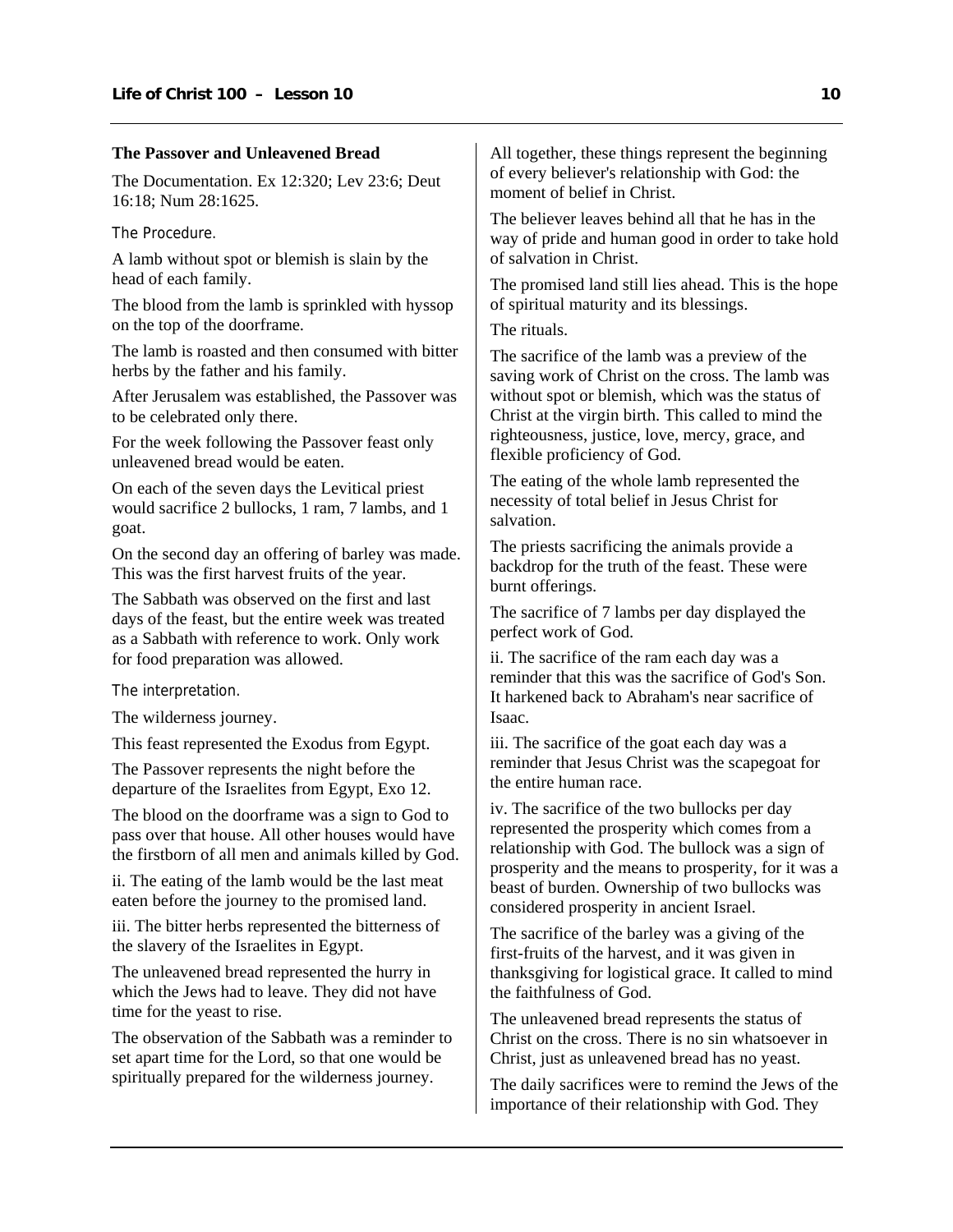**The Passover and Unleavened Bread**

The Documentation. Ex 12:320; Lev 23:6; Deut 16:18; Num 28:1625.

The Procedure.

A lamb without spot or blemish is slain by the head of each family.

The blood from the lamb is sprinkled with hyssop on the top of the doorframe.

The lamb is roasted and then consumed with bitter herbs by the father and his family.

After Jerusalem was established, the Passover was to be celebrated only there.

For the week following the Passover feast only unleavened bread would be eaten.

On each of the seven days the Levitical priest would sacrifice 2 bullocks, 1 ram, 7 lambs, and 1 goat.

On the second day an offering of barley was made. This was the first harvest fruits of the year.

The Sabbath was observed on the first and last days of the feast, but the entire week was treated as a Sabbath with reference to work. Only work for food preparation was allowed.

The interpretation.

The wilderness journey.

This feast represented the Exodus from Egypt.

The Passover represents the night before the departure of the Israelites from Egypt, Exo 12.

The blood on the doorframe was a sign to God to pass over that house. All other houses would have the firstborn of all men and animals killed by God.

ii. The eating of the lamb would be the last meat eaten before the journey to the promised land.

iii. The bitter herbs represented the bitterness of the slavery of the Israelites in Egypt.

The unleavened bread represented the hurry in which the Jews had to leave. They did not have time for the yeast to rise.

The observation of the Sabbath was a reminder to set apart time for the Lord, so that one would be spiritually prepared for the wilderness journey.

All together, these things represent the beginning of every believer's relationship with God: the moment of belief in Christ.

The believer leaves behind all that he has in the way of pride and human good in order to take hold of salvation in Christ.

The promised land still lies ahead. This is the hope of spiritual maturity and its blessings.

The rituals.

The sacrifice of the lamb was a preview of the saving work of Christ on the cross. The lamb was without spot or blemish, which was the status of Christ at the virgin birth. This called to mind the righteousness, justice, love, mercy, grace, and flexible proficiency of God.

The eating of the whole lamb represented the necessity of total belief in Jesus Christ for salvation.

The priests sacrificing the animals provide a backdrop for the truth of the feast. These were burnt offerings.

The sacrifice of 7 lambs per day displayed the perfect work of God.

ii. The sacrifice of the ram each day was a reminder that this was the sacrifice of God's Son. It harkened back to Abraham's near sacrifice of Isaac.

iii. The sacrifice of the goat each day was a reminder that Jesus Christ was the scapegoat for the entire human race.

iv. The sacrifice of the two bullocks per day represented the prosperity which comes from a relationship with God. The bullock was a sign of prosperity and the means to prosperity, for it was a beast of burden. Ownership of two bullocks was considered prosperity in ancient Israel.

The sacrifice of the barley was a giving of the first-fruits of the harvest, and it was given in thanksgiving for logistical grace. It called to mind the faithfulness of God.

The unleavened bread represents the status of Christ on the cross. There is no sin whatsoever in Christ, just as unleavened bread has no yeast.

The daily sacrifices were to remind the Jews of the importance of their relationship with God. They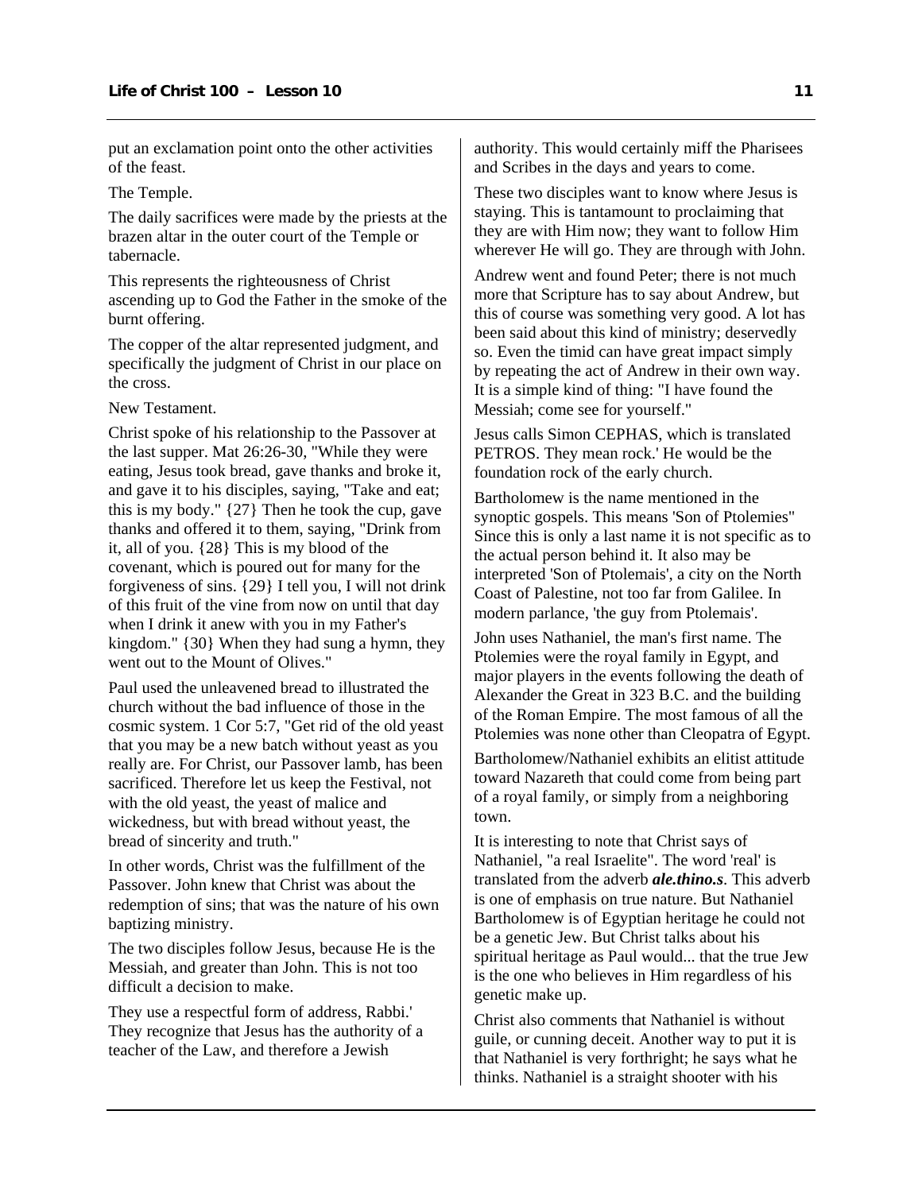put an exclamation point onto the other activities of the feast.

The Temple.

The daily sacrifices were made by the priests at the brazen altar in the outer court of the Temple or tabernacle.

This represents the righteousness of Christ ascending up to God the Father in the smoke of the burnt offering.

The copper of the altar represented judgment, and specifically the judgment of Christ in our place on the cross.

New Testament.

Christ spoke of his relationship to the Passover at the last supper. Mat 26:26-30, "While they were eating, Jesus took bread, gave thanks and broke it, and gave it to his disciples, saying, "Take and eat; this is my body." {27} Then he took the cup, gave thanks and offered it to them, saying, "Drink from it, all of you. {28} This is my blood of the covenant, which is poured out for many for the forgiveness of sins. {29} I tell you, I will not drink of this fruit of the vine from now on until that day when I drink it anew with you in my Father's kingdom." {30} When they had sung a hymn, they went out to the Mount of Olives."

Paul used the unleavened bread to illustrated the church without the bad influence of those in the cosmic system. 1 Cor 5:7, "Get rid of the old yeast that you may be a new batch without yeast as you really are. For Christ, our Passover lamb, has been sacrificed. Therefore let us keep the Festival, not with the old yeast, the yeast of malice and wickedness, but with bread without yeast, the bread of sincerity and truth."

In other words, Christ was the fulfillment of the Passover. John knew that Christ was about the redemption of sins; that was the nature of his own baptizing ministry.

The two disciples follow Jesus, because He is the Messiah, and greater than John. This is not too difficult a decision to make.

They use a respectful form of address, Rabbi.' They recognize that Jesus has the authority of a teacher of the Law, and therefore a Jewish authority. This would certainly miff the Pharisees and Scribes in the days and years to come.

These two disciples want to know where Jesus is staying. This is tantamount to proclaiming that they are with Him now; they want to follow Him wherever He will go. They are through with John.

Andrew went and found Peter; there is not much more that Scripture has to say about Andrew, but this of course was something very good. A lot has been said about this kind of ministry; deservedly so. Even the timid can have great impact simply by repeating the act of Andrew in their own way. It is a simple kind of thing: "I have found the Messiah; come see for yourself."

Jesus calls Simon CEPHAS, which is translated PETROS. They mean rock.' He would be the foundation rock of the early church.

Bartholomew is the name mentioned in the synoptic gospels. This means 'Son of Ptolemies" Since this is only a last name it is not specific as to the actual person behind it. It also may be interpreted 'Son of Ptolemais', a city on the North Coast of Palestine, not too far from Galilee. In modern parlance, 'the guy from Ptolemais'.

John uses Nathaniel, the man's first name. The Ptolemies were the royal family in Egypt, and major players in the events following the death of Alexander the Great in 323 B.C. and the building of the Roman Empire. The most famous of all the Ptolemies was none other than Cleopatra of Egypt.

Bartholomew/Nathaniel exhibits an elitist attitude toward Nazareth that could come from being part of a royal family, or simply from a neighboring town.

It is interesting to note that Christ says of Nathaniel, "a real Israelite". The word 'real' is translated from the adverb ***ale.thino.s***. This adverb is one of emphasis on true nature. But Nathaniel Bartholomew is of Egyptian heritage he could not be a genetic Jew. But Christ talks about his spiritual heritage as Paul would... that the true Jew is the one who believes in Him regardless of his genetic make up.

Christ also comments that Nathaniel is without guile, or cunning deceit. Another way to put it is that Nathaniel is very forthright; he says what he thinks. Nathaniel is a straight shooter with his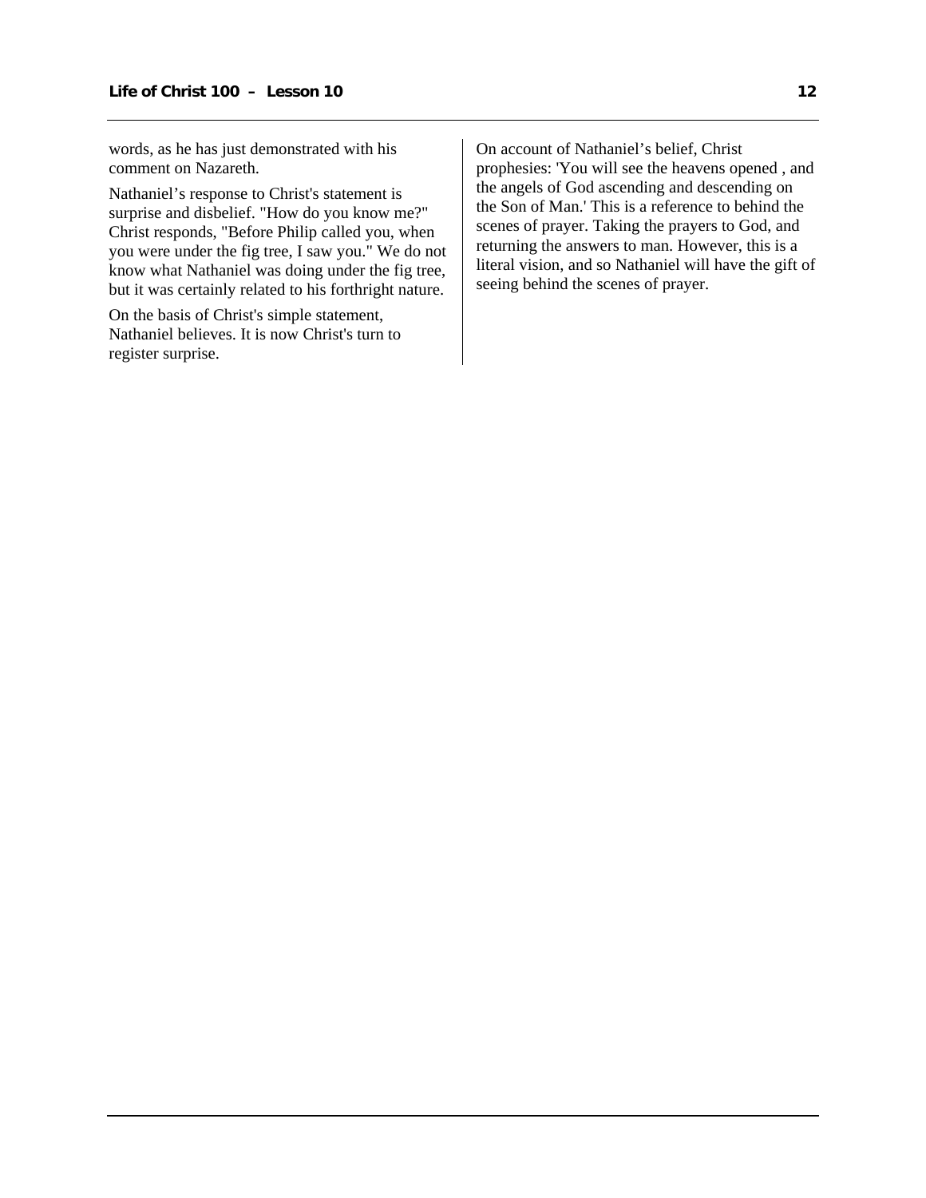words, as he has just demonstrated with his comment on Nazareth.

Nathaniel’s response to Christ's statement is surprise and disbelief. "How do you know me?" Christ responds, "Before Philip called you, when you were under the fig tree, I saw you." We do not know what Nathaniel was doing under the fig tree, but it was certainly related to his forthright nature.

On the basis of Christ's simple statement, Nathaniel believes. It is now Christ's turn to register surprise.

On account of Nathaniel’s belief, Christ prophesies: 'You will see the heavens opened , and the angels of God ascending and descending on the Son of Man.' This is a reference to behind the scenes of prayer. Taking the prayers to God, and returning the answers to man. However, this is a literal vision, and so Nathaniel will have the gift of seeing behind the scenes of prayer.